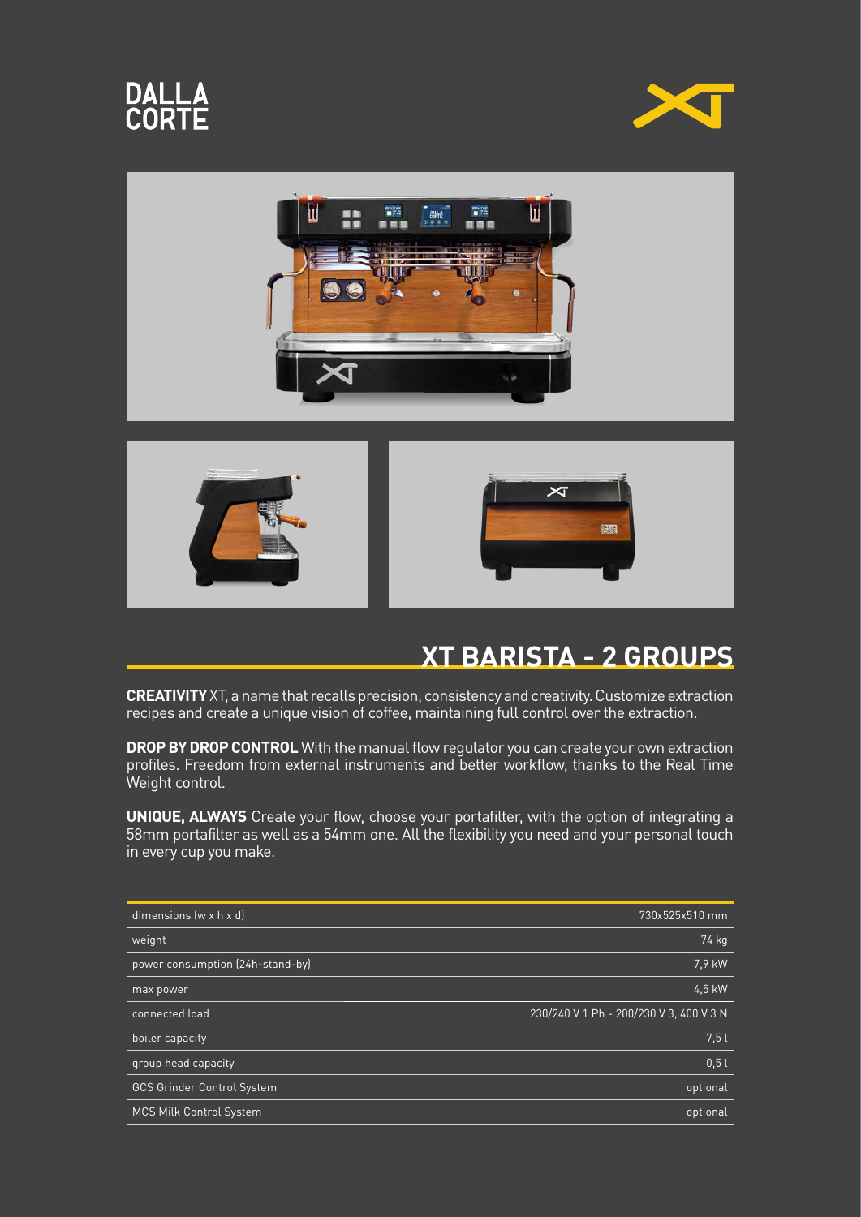DALLA CORTE

## XT BARISTA - 2 GROUPS

**CREATIVITY** XT, a name that recalls precision, consistency and creativity. Customize extraction recipes and create a unique vision of coffee, maintaining full control over the extraction.

**DROP BY DROP CONTROL** With the manual flow regulator you can create your own extraction profiles. Freedom from external instruments and better workflow, thanks to the Real Time Weight control.

**UNIQUE, ALWAYS** Create your flow, choose your portafilter, with the option of integrating a 58mm portafilter as well as a 54mm one. All the flexibility you need and your personal touch in every cup you make.

| | |
|---|---|
| dimensions (w x h x d) | 730x525x510 mm |
| weight | 74 kg |
| power consumption (24h-stand-by) | 7,9 kW |
| max power | 4,5 kW |
| connected load | 230/240 V 1 Ph - 200/230 V 3, 400 V 3 N |
| boiler capacity | 7,5 l |
| group head capacity | 0,5 l |
| GCS Grinder Control System | optional |
| MCS Milk Control System | optional |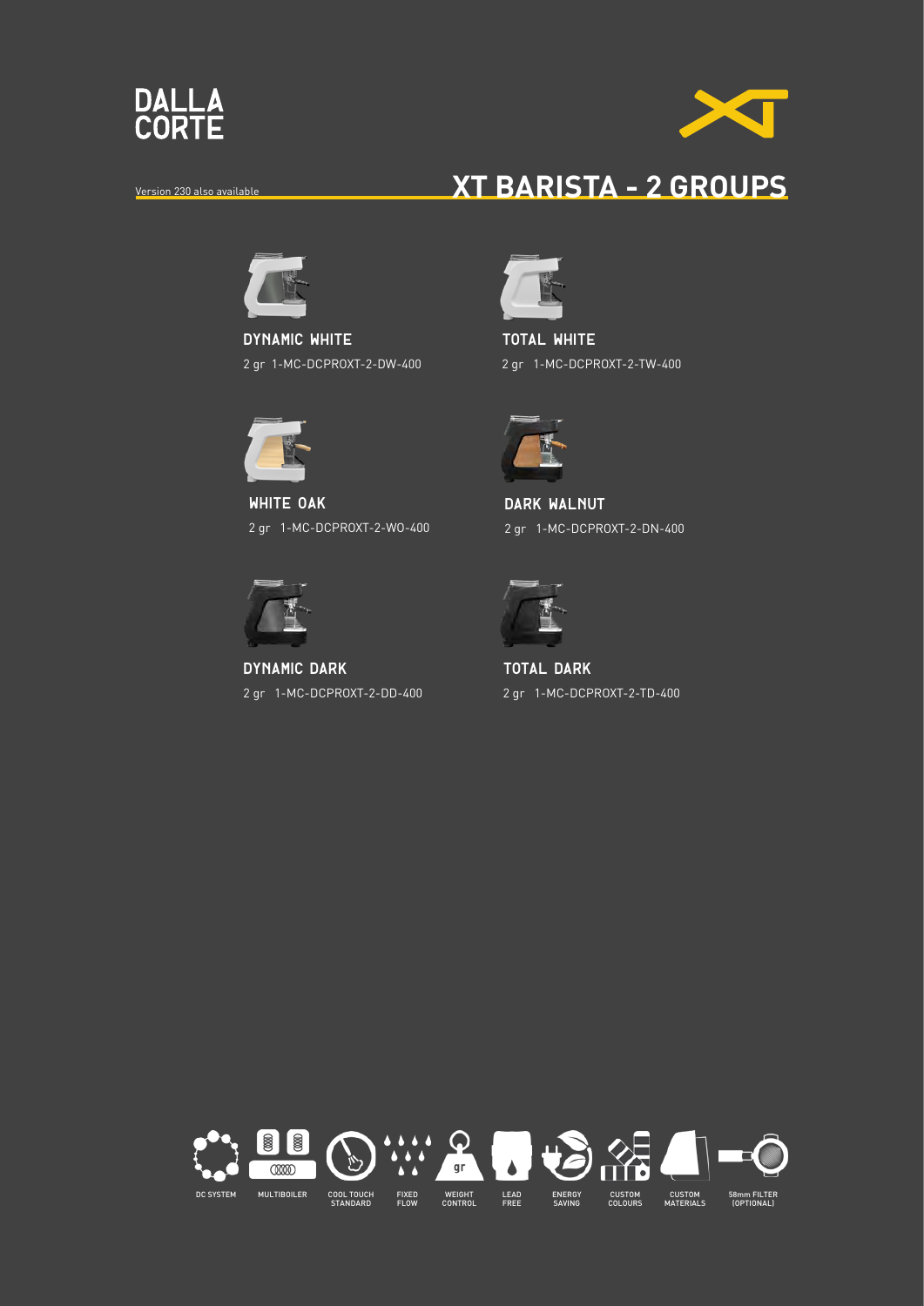DALLA CORTE

Version 230 also available

# XT BARISTA - 2 GROUPS

**DYNAMIC WHITE**
2 gr 1-MC-DCPROXT-2-DW-400

**TOTAL WHITE**
2 gr 1-MC-DCPROXT-2-TW-400

**WHITE OAK**
2 gr 1-MC-DCPROXT-2-WO-400

**DARK WALNUT**
2 gr 1-MC-DCPROXT-2-DN-400

**DYNAMIC DARK**
2 gr 1-MC-DCPROXT-2-DD-400

**TOTAL DARK**
2 gr 1-MC-DCPROXT-2-TD-400

DC SYSTEM · MULTIBOILER · COOL TOUCH STANDARD · FIXED FLOW · WEIGHT CONTROL · LEAD FREE · ENERGY SAVING · CUSTOM COLOURS · CUSTOM MATERIALS · 58mm FILTER (OPTIONAL)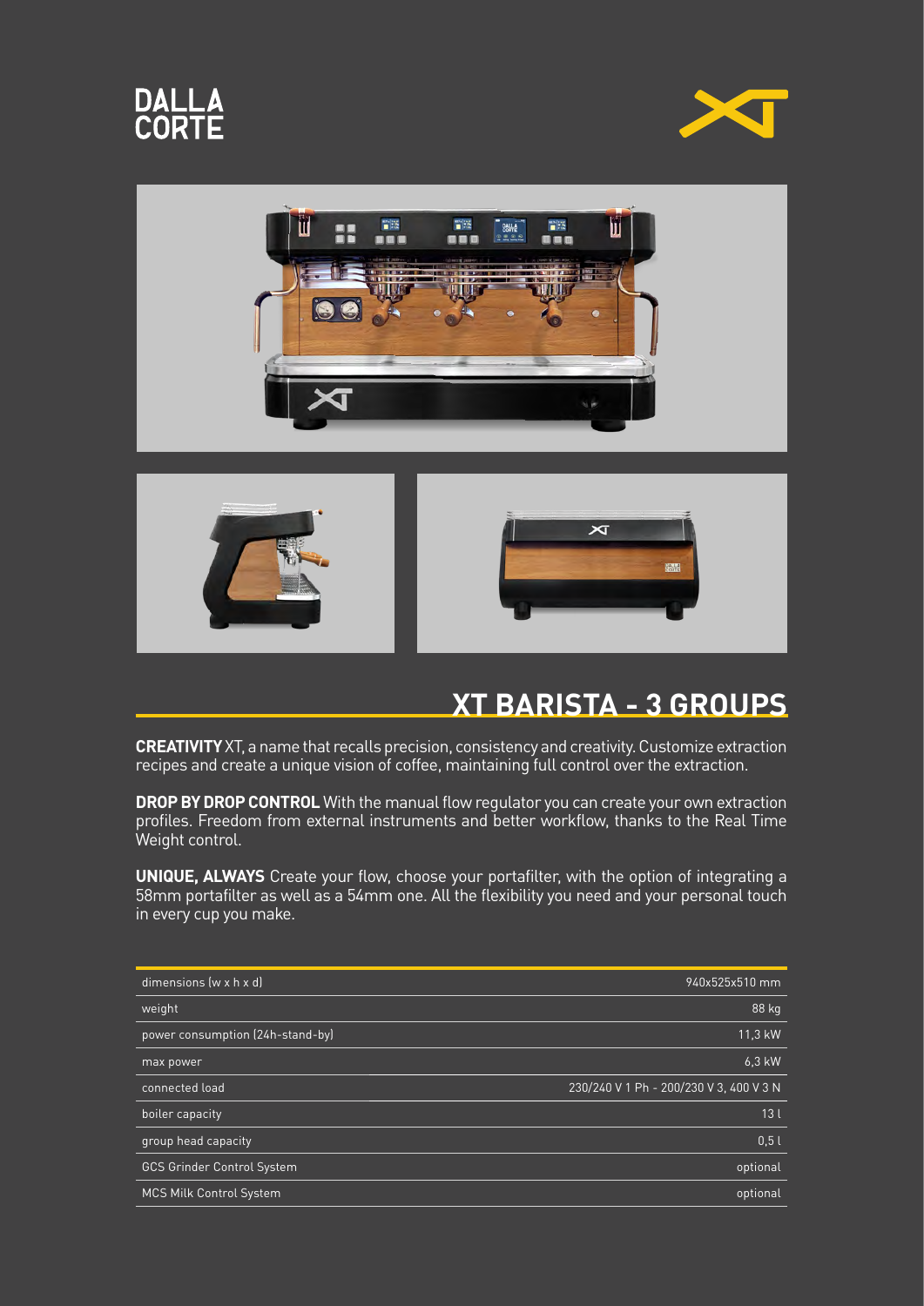DALLA CORTE

## XT BARISTA - 3 GROUPS

**CREATIVITY** XT, a name that recalls precision, consistency and creativity. Customize extraction recipes and create a unique vision of coffee, maintaining full control over the extraction.

**DROP BY DROP CONTROL** With the manual flow regulator you can create your own extraction profiles. Freedom from external instruments and better workflow, thanks to the Real Time Weight control.

**UNIQUE, ALWAYS** Create your flow, choose your portafilter, with the option of integrating a 58mm portafilter as well as a 54mm one. All the flexibility you need and your personal touch in every cup you make.

| | |
|---|---|
| dimensions (w x h x d) | 940x525x510 mm |
| weight | 88 kg |
| power consumption (24h-stand-by) | 11,3 kW |
| max power | 6,3 kW |
| connected load | 230/240 V 1 Ph - 200/230 V 3, 400 V 3 N |
| boiler capacity | 13 l |
| group head capacity | 0,5 l |
| GCS Grinder Control System | optional |
| MCS Milk Control System | optional |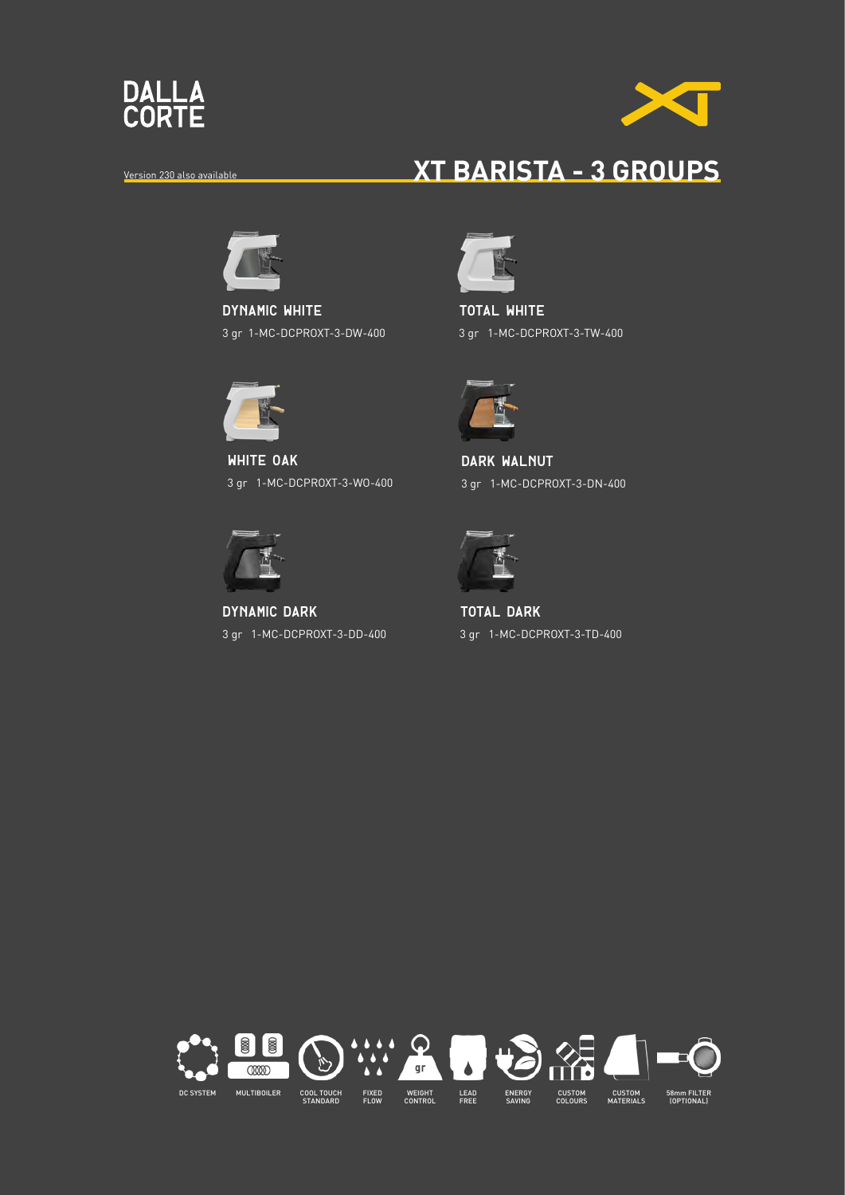DALLA CORTE

Version 230 also available

# XT BARISTA - 3 GROUPS

**DYNAMIC WHITE**
3 gr 1-MC-DCPROXT-3-DW-400

**TOTAL WHITE**
3 gr 1-MC-DCPROXT-3-TW-400

**WHITE OAK**
3 gr 1-MC-DCPROXT-3-WO-400

**DARK WALNUT**
3 gr 1-MC-DCPROXT-3-DN-400

**DYNAMIC DARK**
3 gr 1-MC-DCPROXT-3-DD-400

**TOTAL DARK**
3 gr 1-MC-DCPROXT-3-TD-400

DC SYSTEM
MULTIBOILER
COOL TOUCH STANDARD
FIXED FLOW
WEIGHT CONTROL
LEAD FREE
ENERGY SAVING
CUSTOM COLOURS
CUSTOM MATERIALS
58mm FILTER (OPTIONAL)